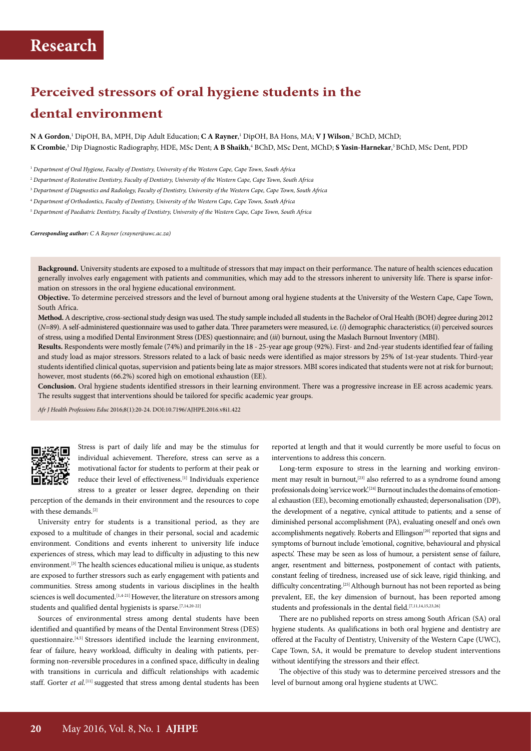# Research

## Perceived stressors of oral hygiene students in the dental environment

**N A Gordon**,[1] DipOH, BA, MPH, Dip Adult Education; **C A Rayner**,[1] DipOH, BA Hons, MA; **V J Wilson**,[2] BChD, MChD; **K Crombie**,[3] Dip Diagnostic Radiography, HDE, MSc Dent; **A B Shaikh**,[4] BChD, MSc Dent, MChD; **S Yasin-Harnekar**,[5] BChD, MSc Dent, PDD

[1] *Department of Oral Hygiene, Faculty of Dentistry, University of the Western Cape, Cape Town, South Africa*

[2] *Department of Restorative Dentistry, Faculty of Dentistry, University of the Western Cape, Cape Town, South Africa*

[3] *Department of Diagnostics and Radiology, Faculty of Dentistry, University of the Western Cape, Cape Town, South Africa*

[4] *Department of Orthodontics, Faculty of Dentistry, University of the Western Cape, Cape Town, South Africa*

[5] *Department of Paediatric Dentistry, Faculty of Dentistry, University of the Western Cape, Cape Town, South Africa*

***Corresponding author:** C A Rayner (crayner@uwc.ac.za)*

**Background.** University students are exposed to a multitude of stressors that may impact on their performance. The nature of health sciences education generally involves early engagement with patients and communities, which may add to the stressors inherent to university life. There is sparse information on stressors in the oral hygiene educational environment.

**Objective.** To determine perceived stressors and the level of burnout among oral hygiene students at the University of the Western Cape, Cape Town, South Africa.

**Method.** A descriptive, cross-sectional study design was used. The study sample included all students in the Bachelor of Oral Health (BOH) degree during 2012 (*N*=89). A self-administered questionnaire was used to gather data. Three parameters were measured, i.e. (*i*) demographic characteristics; (*ii*) perceived sources of stress, using a modified Dental Environment Stress (DES) questionnaire; and (*iii*) burnout, using the Maslach Burnout Inventory (MBI).

**Results.** Respondents were mostly female (74%) and primarily in the 18 - 25-year age group (92%). First- and 2nd-year students identified fear of failing and study load as major stressors. Stressors related to a lack of basic needs were identified as major stressors by 25% of 1st-year students. Third-year students identified clinical quotas, supervision and patients being late as major stressors. MBI scores indicated that students were not at risk for burnout; however, most students (66.2%) scored high on emotional exhaustion (EE).

**Conclusion.** Oral hygiene students identified stressors in their learning environment. There was a progressive increase in EE across academic years. The results suggest that interventions should be tailored for specific academic year groups.

*Afr J Health Professions Educ* 2016;8(1):20-24. DOI:10.7196/AJHPE.2016.v8i1.422

Stress is part of daily life and may be the stimulus for individual achievement. Therefore, stress can serve as a motivational factor for students to perform at their peak or reduce their level of effectiveness.[1] Individuals experience stress to a greater or lesser degree, depending on their perception of the demands in their environment and the resources to cope with these demands.[2]

University entry for students is a transitional period, as they are exposed to a multitude of changes in their personal, social and academic environment. Conditions and events inherent to university life induce experiences of stress, which may lead to difficulty in adjusting to this new environment.[3] The health sciences educational milieu is unique, as students are exposed to further stressors such as early engagement with patients and communities. Stress among students in various disciplines in the health sciences is well documented.[1,4-21] However, the literature on stressors among students and qualified dental hygienists is sparse.[7,14,20-22]

Sources of environmental stress among dental students have been identified and quantified by means of the Dental Environment Stress (DES) questionnaire.[4,5] Stressors identified include the learning environment, fear of failure, heavy workload, difficulty in dealing with patients, performing non-reversible procedures in a confined space, difficulty in dealing with transitions in curricula and difficult relationships with academic staff. Gorter *et al.*[11] suggested that stress among dental students has been reported at length and that it would currently be more useful to focus on interventions to address this concern.

Long-term exposure to stress in the learning and working environment may result in burnout,[23] also referred to as a syndrome found among professionals doing 'service work'.[24] Burnout includes the domains of emotional exhaustion (EE), becoming emotionally exhausted; depersonalisation (DP), the development of a negative, cynical attitude to patients; and a sense of diminished personal accomplishment (PA), evaluating oneself and one's own accomplishments negatively. Roberts and Ellingson[20] reported that signs and symptoms of burnout include 'emotional, cognitive, behavioural and physical aspects'. These may be seen as loss of humour, a persistent sense of failure, anger, resentment and bitterness, postponement of contact with patients, constant feeling of tiredness, increased use of sick leave, rigid thinking, and difficulty concentrating.[25] Although burnout has not been reported as being prevalent, EE, the key dimension of burnout, has been reported among students and professionals in the dental field.[7,11,14,15,23,26]

There are no published reports on stress among South African (SA) oral hygiene students. As qualifications in both oral hygiene and dentistry are offered at the Faculty of Dentistry, University of the Western Cape (UWC), Cape Town, SA, it would be premature to develop student interventions without identifying the stressors and their effect.

The objective of this study was to determine perceived stressors and the level of burnout among oral hygiene students at UWC.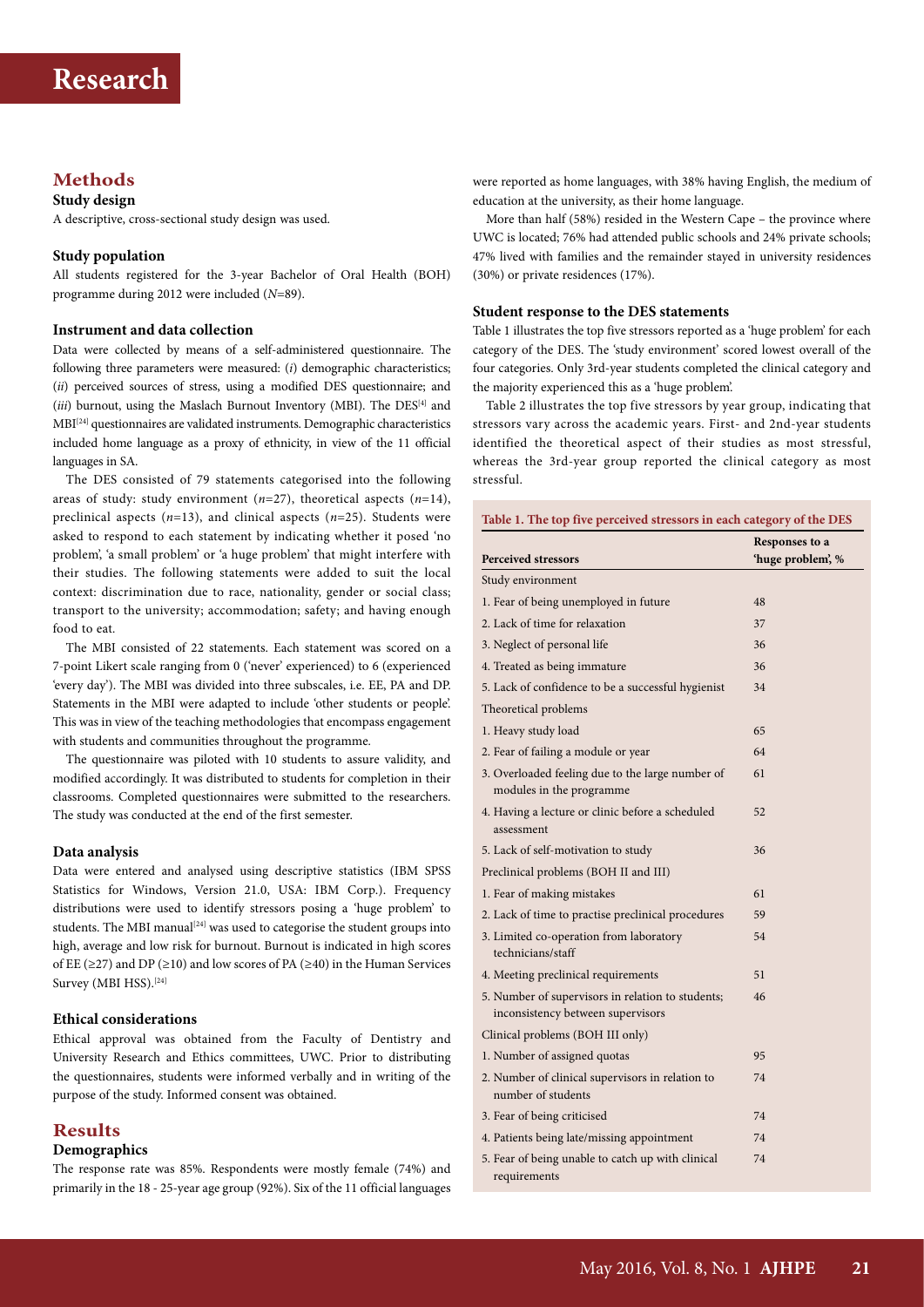# Research

## Methods

### Study design

A descriptive, cross-sectional study design was used.

### Study population

All students registered for the 3-year Bachelor of Oral Health (BOH) programme during 2012 were included (*N*=89).

### Instrument and data collection

Data were collected by means of a self-administered questionnaire. The following three parameters were measured: (*i*) demographic characteristics; (*ii*) perceived sources of stress, using a modified DES questionnaire; and (*iii*) burnout, using the Maslach Burnout Inventory (MBI). The DES[4] and MBI[24] questionnaires are validated instruments. Demographic characteristics included home language as a proxy of ethnicity, in view of the 11 official languages in SA.

The DES consisted of 79 statements categorised into the following areas of study: study environment (*n*=27), theoretical aspects (*n*=14), preclinical aspects (*n*=13), and clinical aspects (*n*=25). Students were asked to respond to each statement by indicating whether it posed 'no problem', 'a small problem' or 'a huge problem' that might interfere with their studies. The following statements were added to suit the local context: discrimination due to race, nationality, gender or social class; transport to the university; accommodation; safety; and having enough food to eat.

The MBI consisted of 22 statements. Each statement was scored on a 7-point Likert scale ranging from 0 ('never' experienced) to 6 (experienced 'every day'). The MBI was divided into three subscales, i.e. EE, PA and DP. Statements in the MBI were adapted to include 'other students or people'. This was in view of the teaching methodologies that encompass engagement with students and communities throughout the programme.

The questionnaire was piloted with 10 students to assure validity, and modified accordingly. It was distributed to students for completion in their classrooms. Completed questionnaires were submitted to the researchers. The study was conducted at the end of the first semester.

### Data analysis

Data were entered and analysed using descriptive statistics (IBM SPSS Statistics for Windows, Version 21.0, USA: IBM Corp.). Frequency distributions were used to identify stressors posing a 'huge problem' to students. The MBI manual[24] was used to categorise the student groups into high, average and low risk for burnout. Burnout is indicated in high scores of EE (≥27) and DP (≥10) and low scores of PA (≥40) in the Human Services Survey (MBI HSS).[24]

### Ethical considerations

Ethical approval was obtained from the Faculty of Dentistry and University Research and Ethics committees, UWC. Prior to distributing the questionnaires, students were informed verbally and in writing of the purpose of the study. Informed consent was obtained.

## Results

### Demographics

The response rate was 85%. Respondents were mostly female (74%) and primarily in the 18 - 25-year age group (92%). Six of the 11 official languages were reported as home languages, with 38% having English, the medium of education at the university, as their home language.

More than half (58%) resided in the Western Cape – the province where UWC is located; 76% had attended public schools and 24% private schools; 47% lived with families and the remainder stayed in university residences (30%) or private residences (17%).

### Student response to the DES statements

Table 1 illustrates the top five stressors reported as a 'huge problem' for each category of the DES. The 'study environment' scored lowest overall of the four categories. Only 3rd-year students completed the clinical category and the majority experienced this as a 'huge problem'.

Table 2 illustrates the top five stressors by year group, indicating that stressors vary across the academic years. First- and 2nd-year students identified the theoretical aspect of their studies as most stressful, whereas the 3rd-year group reported the clinical category as most stressful.

**Table 1. The top five perceived stressors in each category of the DES**

| Perceived stressors | Responses to a 'huge problem', % |
|---|---|
| Study environment | |
| 1. Fear of being unemployed in future | 48 |
| 2. Lack of time for relaxation | 37 |
| 3. Neglect of personal life | 36 |
| 4. Treated as being immature | 36 |
| 5. Lack of confidence to be a successful hygienist | 34 |
| Theoretical problems | |
| 1. Heavy study load | 65 |
| 2. Fear of failing a module or year | 64 |
| 3. Overloaded feeling due to the large number of modules in the programme | 61 |
| 4. Having a lecture or clinic before a scheduled assessment | 52 |
| 5. Lack of self-motivation to study | 36 |
| Preclinical problems (BOH II and III) | |
| 1. Fear of making mistakes | 61 |
| 2. Lack of time to practise preclinical procedures | 59 |
| 3. Limited co-operation from laboratory technicians/staff | 54 |
| 4. Meeting preclinical requirements | 51 |
| 5. Number of supervisors in relation to students; inconsistency between supervisors | 46 |
| Clinical problems (BOH III only) | |
| 1. Number of assigned quotas | 95 |
| 2. Number of clinical supervisors in relation to number of students | 74 |
| 3. Fear of being criticised | 74 |
| 4. Patients being late/missing appointment | 74 |
| 5. Fear of being unable to catch up with clinical requirements | 74 |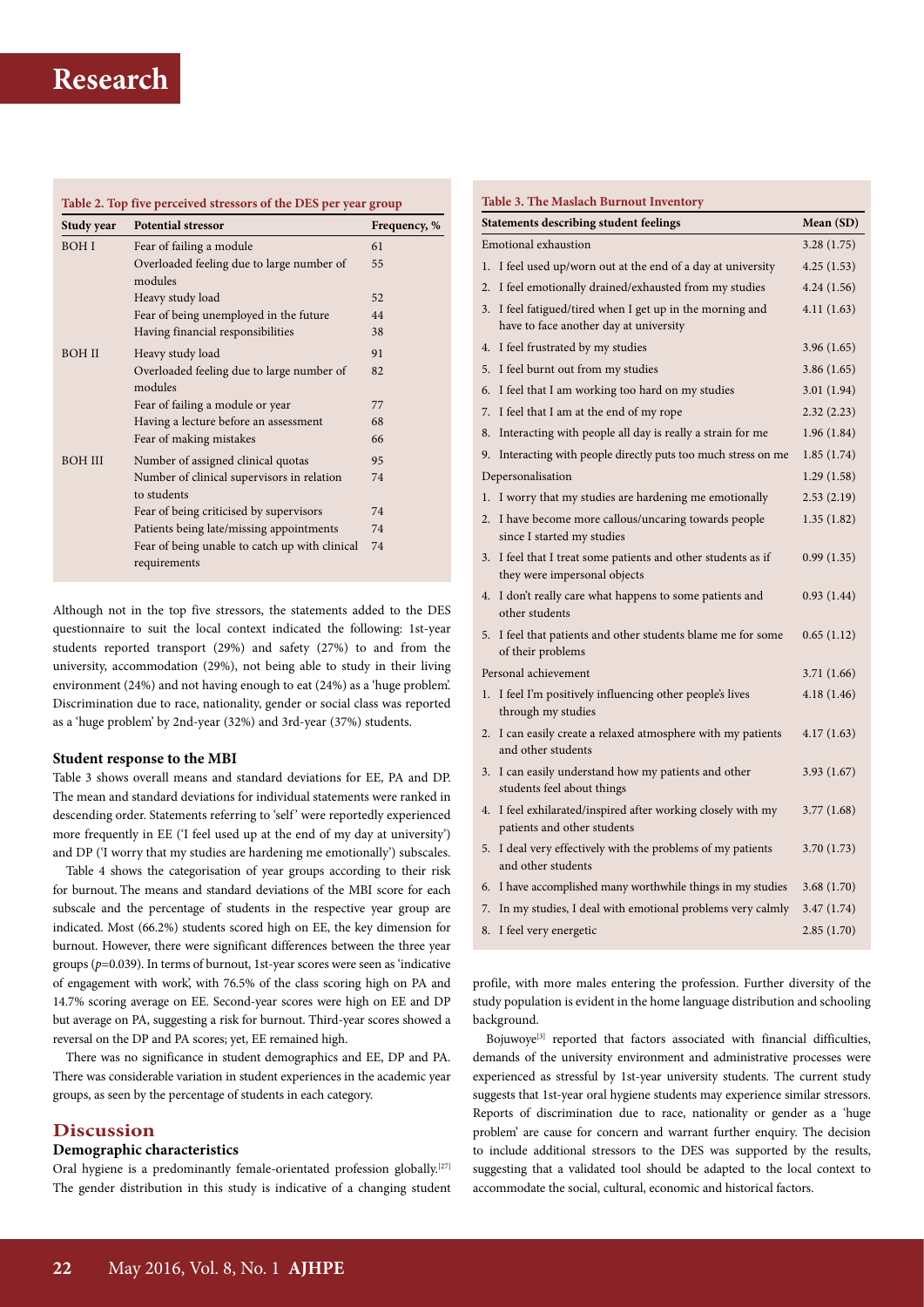**Table 2. Top five perceived stressors of the DES per year group**

| Study year | Potential stressor | Frequency, % |
|---|---|---|
| BOH I | Fear of failing a module | 61 |
| | Overloaded feeling due to large number of modules | 55 |
| | Heavy study load | 52 |
| | Fear of being unemployed in the future | 44 |
| | Having financial responsibilities | 38 |
| BOH II | Heavy study load | 91 |
| | Overloaded feeling due to large number of modules | 82 |
| | Fear of failing a module or year | 77 |
| | Having a lecture before an assessment | 68 |
| | Fear of making mistakes | 66 |
| BOH III | Number of assigned clinical quotas | 95 |
| | Number of clinical supervisors in relation to students | 74 |
| | Fear of being criticised by supervisors | 74 |
| | Patients being late/missing appointments | 74 |
| | Fear of being unable to catch up with clinical requirements | 74 |

Although not in the top five stressors, the statements added to the DES questionnaire to suit the local context indicated the following: 1st-year students reported transport (29%) and safety (27%) to and from the university, accommodation (29%), not being able to study in their living environment (24%) and not having enough to eat (24%) as a 'huge problem'. Discrimination due to race, nationality, gender or social class was reported as a 'huge problem' by 2nd-year (32%) and 3rd-year (37%) students.

### Student response to the MBI

Table 3 shows overall means and standard deviations for EE, PA and DP. The mean and standard deviations for individual statements were ranked in descending order. Statements referring to 'self' were reportedly experienced more frequently in EE ('I feel used up at the end of my day at university') and DP ('I worry that my studies are hardening me emotionally') subscales.

Table 4 shows the categorisation of year groups according to their risk for burnout. The means and standard deviations of the MBI score for each subscale and the percentage of students in the respective year group are indicated. Most (66.2%) students scored high on EE, the key dimension for burnout. However, there were significant differences between the three year groups ($p$=0.039). In terms of burnout, 1st-year scores were seen as 'indicative of engagement with work', with 76.5% of the class scoring high on PA and 14.7% scoring average on EE. Second-year scores were high on EE and DP but average on PA, suggesting a risk for burnout. Third-year scores showed a reversal on the DP and PA scores; yet, EE remained high.

There was no significance in student demographics and EE, DP and PA. There was considerable variation in student experiences in the academic year groups, as seen by the percentage of students in each category.

**Table 3. The Maslach Burnout Inventory**

| Statements describing student feelings | Mean (SD) |
|---|---|
| Emotional exhaustion | 3.28 (1.75) |
| 1. I feel used up/worn out at the end of a day at university | 4.25 (1.53) |
| 2. I feel emotionally drained/exhausted from my studies | 4.24 (1.56) |
| 3. I feel fatigued/tired when I get up in the morning and have to face another day at university | 4.11 (1.63) |
| 4. I feel frustrated by my studies | 3.96 (1.65) |
| 5. I feel burnt out from my studies | 3.86 (1.65) |
| 6. I feel that I am working too hard on my studies | 3.01 (1.94) |
| 7. I feel that I am at the end of my rope | 2.32 (2.23) |
| 8. Interacting with people all day is really a strain for me | 1.96 (1.84) |
| 9. Interacting with people directly puts too much stress on me | 1.85 (1.74) |
| Depersonalisation | 1.29 (1.58) |
| 1. I worry that my studies are hardening me emotionally | 2.53 (2.19) |
| 2. I have become more callous/uncaring towards people since I started my studies | 1.35 (1.82) |
| 3. I feel that I treat some patients and other students as if they were impersonal objects | 0.99 (1.35) |
| 4. I don't really care what happens to some patients and other students | 0.93 (1.44) |
| 5. I feel that patients and other students blame me for some of their problems | 0.65 (1.12) |
| Personal achievement | 3.71 (1.66) |
| 1. I feel I'm positively influencing other people's lives through my studies | 4.18 (1.46) |
| 2. I can easily create a relaxed atmosphere with my patients and other students | 4.17 (1.63) |
| 3. I can easily understand how my patients and other students feel about things | 3.93 (1.67) |
| 4. I feel exhilarated/inspired after working closely with my patients and other students | 3.77 (1.68) |
| 5. I deal very effectively with the problems of my patients and other students | 3.70 (1.73) |
| 6. I have accomplished many worthwhile things in my studies | 3.68 (1.70) |
| 7. In my studies, I deal with emotional problems very calmly | 3.47 (1.74) |
| 8. I feel very energetic | 2.85 (1.70) |

## Discussion

### Demographic characteristics

Oral hygiene is a predominantly female-orientated profession globally.[27] The gender distribution in this study is indicative of a changing student profile, with more males entering the profession. Further diversity of the study population is evident in the home language distribution and schooling background.

Bojuwoye[3] reported that factors associated with financial difficulties, demands of the university environment and administrative processes were experienced as stressful by 1st-year university students. The current study suggests that 1st-year oral hygiene students may experience similar stressors. Reports of discrimination due to race, nationality or gender as a 'huge problem' are cause for concern and warrant further enquiry. The decision to include additional stressors to the DES was supported by the results, suggesting that a validated tool should be adapted to the local context to accommodate the social, cultural, economic and historical factors.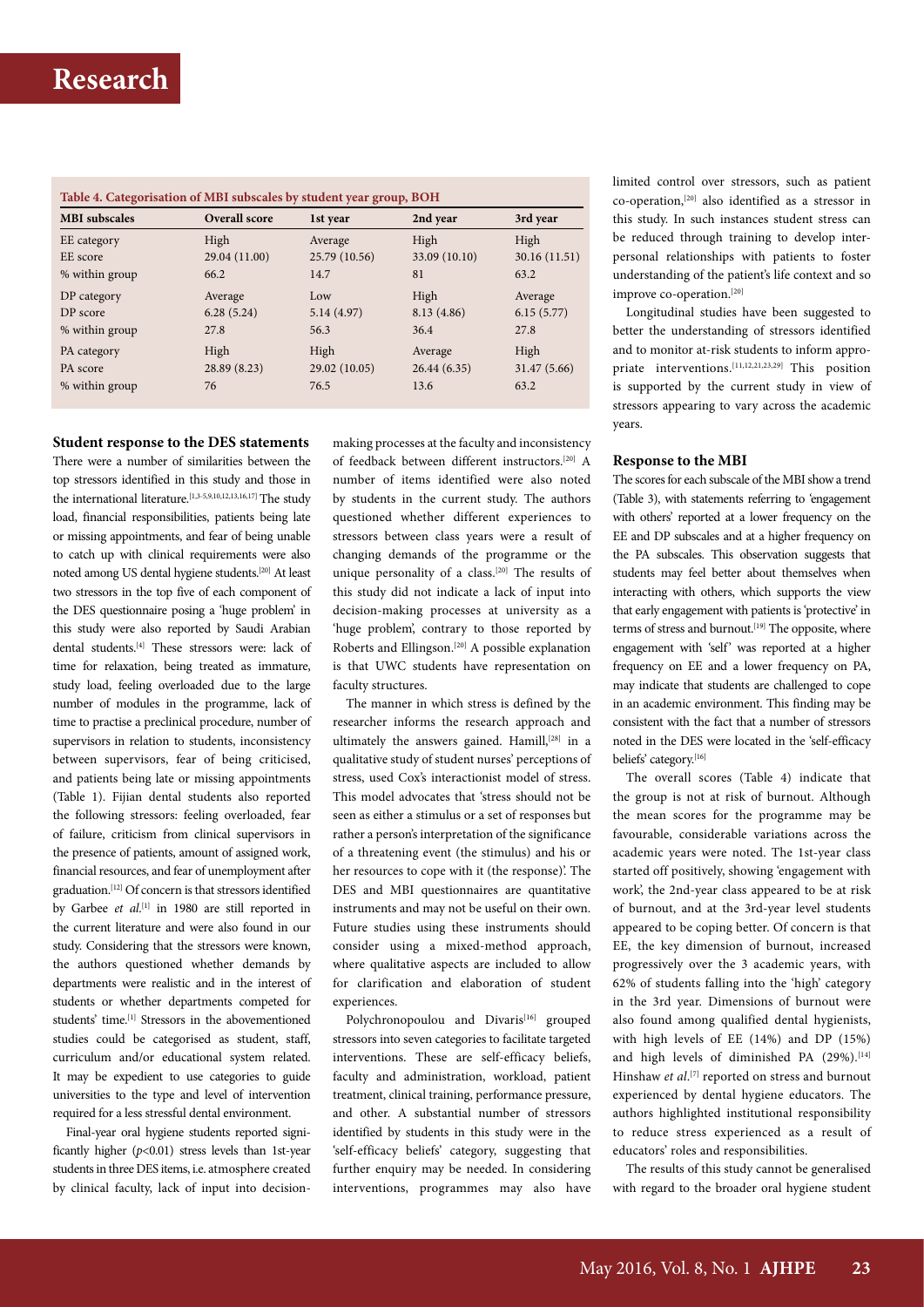**Table 4. Categorisation of MBI subscales by student year group, BOH**

| MBI subscales | Overall score | 1st year | 2nd year | 3rd year |
|---|---|---|---|---|
| EE category | High | Average | High | High |
| EE score | 29.04 (11.00) | 25.79 (10.56) | 33.09 (10.10) | 30.16 (11.51) |
| % within group | 66.2 | 14.7 | 81 | 63.2 |
| DP category | Average | Low | High | Average |
| DP score | 6.28 (5.24) | 5.14 (4.97) | 8.13 (4.86) | 6.15 (5.77) |
| % within group | 27.8 | 56.3 | 36.4 | 27.8 |
| PA category | High | High | Average | High |
| PA score | 28.89 (8.23) | 29.02 (10.05) | 26.44 (6.35) | 31.47 (5.66) |
| % within group | 76 | 76.5 | 13.6 | 63.2 |

**Student response to the DES statements**

There were a number of similarities between the top stressors identified in this study and those in the international literature.[1,3-5,9,10,12,13,16,17] The study load, financial responsibilities, patients being late or missing appointments, and fear of being unable to catch up with clinical requirements were also noted among US dental hygiene students.[20] At least two stressors in the top five of each component of the DES questionnaire posing a 'huge problem' in this study were also reported by Saudi Arabian dental students.[4] These stressors were: lack of time for relaxation, being treated as immature, study load, feeling overloaded due to the large number of modules in the programme, lack of time to practise a preclinical procedure, number of supervisors in relation to students, inconsistency between supervisors, fear of being criticised, and patients being late or missing appointments (Table 1). Fijian dental students also reported the following stressors: feeling overloaded, fear of failure, criticism from clinical supervisors in the presence of patients, amount of assigned work, financial resources, and fear of unemployment after graduation.[12] Of concern is that stressors identified by Garbee *et al*.[1] in 1980 are still reported in the current literature and were also found in our study. Considering that the stressors were known, the authors questioned whether demands by departments were realistic and in the interest of students or whether departments competed for students' time.[1] Stressors in the abovementioned studies could be categorised as student, staff, curriculum and/or educational system related. It may be expedient to use categories to guide universities to the type and level of intervention required for a less stressful dental environment.

Final-year oral hygiene students reported significantly higher ($p$<0.01) stress levels than 1st-year students in three DES items, i.e. atmosphere created by clinical faculty, lack of input into decision-making processes at the faculty and inconsistency of feedback between different instructors.[20] A number of items identified were also noted by students in the current study. The authors questioned whether different experiences to stressors between class years were a result of changing demands of the programme or the unique personality of a class.[20] The results of this study did not indicate a lack of input into decision-making processes at university as a 'huge problem', contrary to those reported by Roberts and Ellingson.[20] A possible explanation is that UWC students have representation on faculty structures.

The manner in which stress is defined by the researcher informs the research approach and ultimately the answers gained. Hamill,[28] in a qualitative study of student nurses' perceptions of stress, used Cox's interactionist model of stress. This model advocates that 'stress should not be seen as either a stimulus or a set of responses but rather a person's interpretation of the significance of a threatening event (the stimulus) and his or her resources to cope with it (the response)'. The DES and MBI questionnaires are quantitative instruments and may not be useful on their own. Future studies using these instruments should consider using a mixed-method approach, where qualitative aspects are included to allow for clarification and elaboration of student experiences.

Polychronopoulou and Divaris[16] grouped stressors into seven categories to facilitate targeted interventions. These are self-efficacy beliefs, faculty and administration, workload, patient treatment, clinical training, performance pressure, and other. A substantial number of stressors identified by students in this study were in the 'self-efficacy beliefs' category, suggesting that further enquiry may be needed. In considering interventions, programmes may also have limited control over stressors, such as patient co-operation,[20] also identified as a stressor in this study. In such instances student stress can be reduced through training to develop interpersonal relationships with patients to foster understanding of the patient's life context and so improve co-operation.[20]

Longitudinal studies have been suggested to better the understanding of stressors identified and to monitor at-risk students to inform appropriate interventions.[11,12,21,23,29] This position is supported by the current study in view of stressors appearing to vary across the academic years.

**Response to the MBI**

The scores for each subscale of the MBI show a trend (Table 3), with statements referring to 'engagement with others' reported at a lower frequency on the EE and DP subscales and at a higher frequency on the PA subscales. This observation suggests that students may feel better about themselves when interacting with others, which supports the view that early engagement with patients is 'protective' in terms of stress and burnout.[19] The opposite, where engagement with 'self' was reported at a higher frequency on EE and a lower frequency on PA, may indicate that students are challenged to cope in an academic environment. This finding may be consistent with the fact that a number of stressors noted in the DES were located in the 'self-efficacy beliefs' category.[16]

The overall scores (Table 4) indicate that the group is not at risk of burnout. Although the mean scores for the programme may be favourable, considerable variations across the academic years were noted. The 1st-year class started off positively, showing 'engagement with work', the 2nd-year class appeared to be at risk of burnout, and at the 3rd-year level students appeared to be coping better. Of concern is that EE, the key dimension of burnout, increased progressively over the 3 academic years, with 62% of students falling into the 'high' category in the 3rd year. Dimensions of burnout were also found among qualified dental hygienists, with high levels of EE (14%) and DP (15%) and high levels of diminished PA (29%).[14] Hinshaw *et al*.[7] reported on stress and burnout experienced by dental hygiene educators. The authors highlighted institutional responsibility to reduce stress experienced as a result of educators' roles and responsibilities.

The results of this study cannot be generalised with regard to the broader oral hygiene student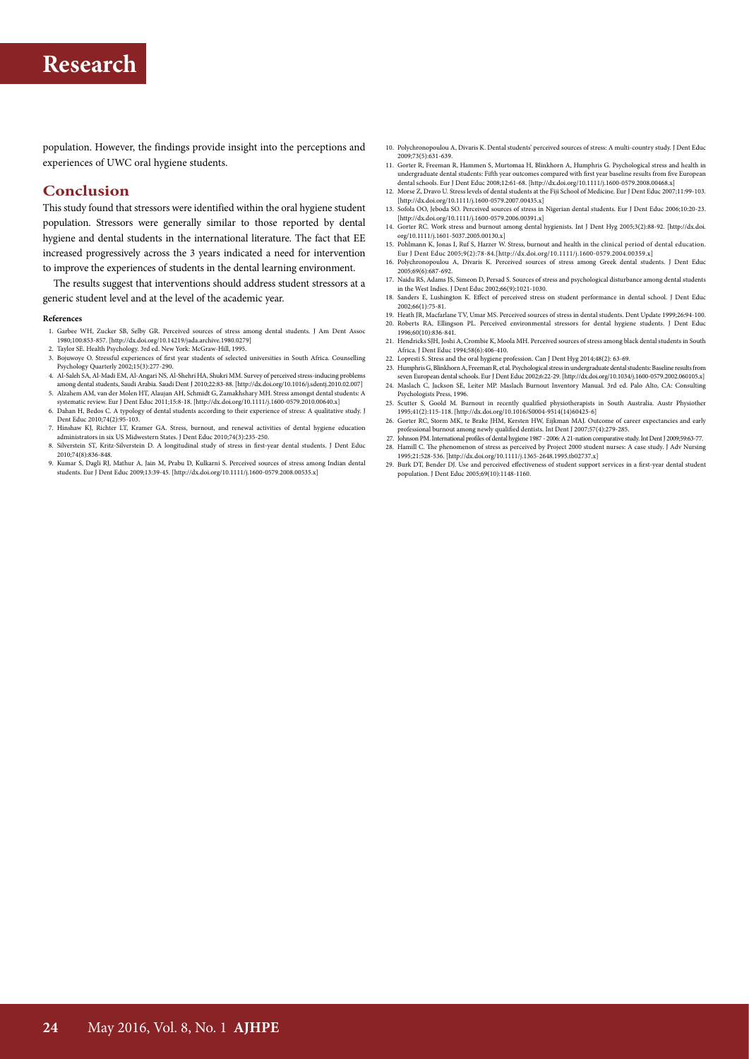population. However, the findings provide insight into the perceptions and experiences of UWC oral hygiene students.

## Conclusion

This study found that stressors were identified within the oral hygiene student population. Stressors were generally similar to those reported by dental hygiene and dental students in the international literature. The fact that EE increased progressively across the 3 years indicated a need for intervention to improve the experiences of students in the dental learning environment.

The results suggest that interventions should address student stressors at a generic student level and at the level of the academic year.

### References

1. Garbee WH, Zucker SB, Selby GR. Perceived sources of stress among dental students. J Am Dent Assoc 1980;100:853-857. [http://dx.doi.org/10.14219/jada.archive.1980.0279]
2. Taylor SE. Health Psychology. 3rd ed. New York: McGraw-Hill, 1995.
3. Bojuwoye O. Stressful experiences of first year students of selected universities in South Africa. Counselling Psychology Quarterly 2002;15(3):277-290.
4. Al-Saleh SA, Al-Madi EM, Al-Angari NS, Al-Shehri HA, Shukri MM. Survey of perceived stress-inducing problems among dental students, Saudi Arabia. Saudi Dent J 2010;22:83-88. [http://dx.doi.org/10.1016/j.sdentj.2010.02.007]
5. Alzahem AM, van der Molen HT, Alaujan AH, Schmidt G, Zamakhshary MH. Stress amongst dental students: A systematic review. Eur J Dent Educ 2011;15:8-18. [http://dx.doi.org/10.1111/j.1600-0579.2010.00640.x]
6. Dahan H, Bedos C. A typology of dental students according to their experience of stress: A qualitative study. J Dent Educ 2010;74(2):95-103.
7. Hinshaw KJ, Richter LT, Kramer GA. Stress, burnout, and renewal activities of dental hygiene education administrators in six US Midwestern States. J Dent Educ 2010;74(3):235-250.
8. Silverstein ST, Kritz-Silverstein D. A longitudinal study of stress in first-year dental students. J Dent Educ 2010;74(8):836-848.
9. Kumar S, Dagli RJ, Mathur A, Jain M, Prabu D, Kulkarni S. Perceived sources of stress among Indian dental students. Eur J Dent Educ 2009;13:39-45. [http://dx.doi.org/10.1111/j.1600-0579.2008.00535.x]
10. Polychronopoulou A, Divaris K. Dental students' perceived sources of stress: A multi-country study. J Dent Educ 2009;73(5):631-639.
11. Gorter R, Freeman R, Hammen S, Murtomaa H, Blinkhorn A, Humphris G. Psychological stress and health in undergraduate dental students: Fifth year outcomes compared with first year baseline results from five European dental schools. Eur J Dent Educ 2008;12:61-68. [http://dx.doi.org/10.1111/j.1600-0579.2008.00468.x]
12. Morse Z, Dravo U. Stress levels of dental students at the Fiji School of Medicine. Eur J Dent Educ 2007;11:99-103. [http://dx.doi.org/10.1111/j.1600-0579.2007.00435.x]
13. Sofola OO, Jeboda SO. Perceived sources of stress in Nigerian dental students. Eur J Dent Educ 2006;10:20-23. [http://dx.doi.org/10.1111/j.1600-0579.2006.00391.x]
14. Gorter RC. Work stress and burnout among dental hygienists. Int J Dent Hyg 2005;3(2):88-92. [http://dx.doi.org/10.1111/j.1601-5037.2005.00130.x]
15. Pohlmann K, Jonas I, Ruf S, Harzer W. Stress, burnout and health in the clinical period of dental education. Eur J Dent Educ 2005;9(2):78-84.[http://dx.doi.org/10.1111/j.1600-0579.2004.00359.x]
16. Polychronopoulou A, Divaris K. Perceived sources of stress among Greek dental students. J Dent Educ 2005;69(6):687-692.
17. Naidu RS, Adams JS, Simeon D, Persad S. Sources of stress and psychological disturbance among dental students in the West Indies. J Dent Educ 2002;66(9):1021-1030.
18. Sanders E, Lushington K. Effect of perceived stress on student performance in dental school. J Dent Educ 2002;66(1):75-81.
19. Heath JR, Macfarlane TV, Umar MS. Perceived sources of stress in dental students. Dent Update 1999;26:94-100.
20. Roberts RA, Ellingson PL. Perceived environmental stressors for dental hygiene students. J Dent Educ 1996;60(10):836-841.
21. Hendricks SJH, Joshi A, Crombie K, Moola MH. Perceived sources of stress among black dental students in South Africa. J Dent Educ 1994;58(6):406-410.
22. Lopresti S. Stress and the oral hygiene profession. Can J Dent Hyg 2014;48(2): 63-69.
23. Humphris G, Blinkhorn A, Freeman R, et al. Psychological stress in undergraduate dental students: Baseline results from seven European dental schools. Eur J Dent Educ 2002;6:22-29. [http://dx.doi.org/10.1034/j.1600-0579.2002.060105.x]
24. Maslach C, Jackson SE, Leiter MP. Maslach Burnout Inventory Manual. 3rd ed. Palo Alto, CA: Consulting Psychologists Press, 1996.
25. Scutter S, Goold M. Burnout in recently qualified physiotherapists in South Australia. Austr Physiother 1995;41(2):115-118. [http://dx.doi.org/10.1016/S0004-9514(14)60425-6]
26. Gorter RC, Storm MK, te Brake JHM, Kersten HW, Eijkman MAJ. Outcome of career expectancies and early professional burnout among newly qualified dentists. Int Dent J 2007;57(4):279-285.
27. Johnson PM. International profiles of dental hygiene 1987 - 2006: A 21-nation comparative study. Int Dent J 2009;59:63-77.
28. Hamill C. The phenomenon of stress as perceived by Project 2000 student nurses: A case study. J Adv Nursing 1995;21:528-536. [http://dx.doi.org/10.1111/j.1365-2648.1995.tb02737.x]
29. Burk DT, Bender DJ. Use and perceived effectiveness of student support services in a first-year dental student population. J Dent Educ 2005;69(10):1148-1160.